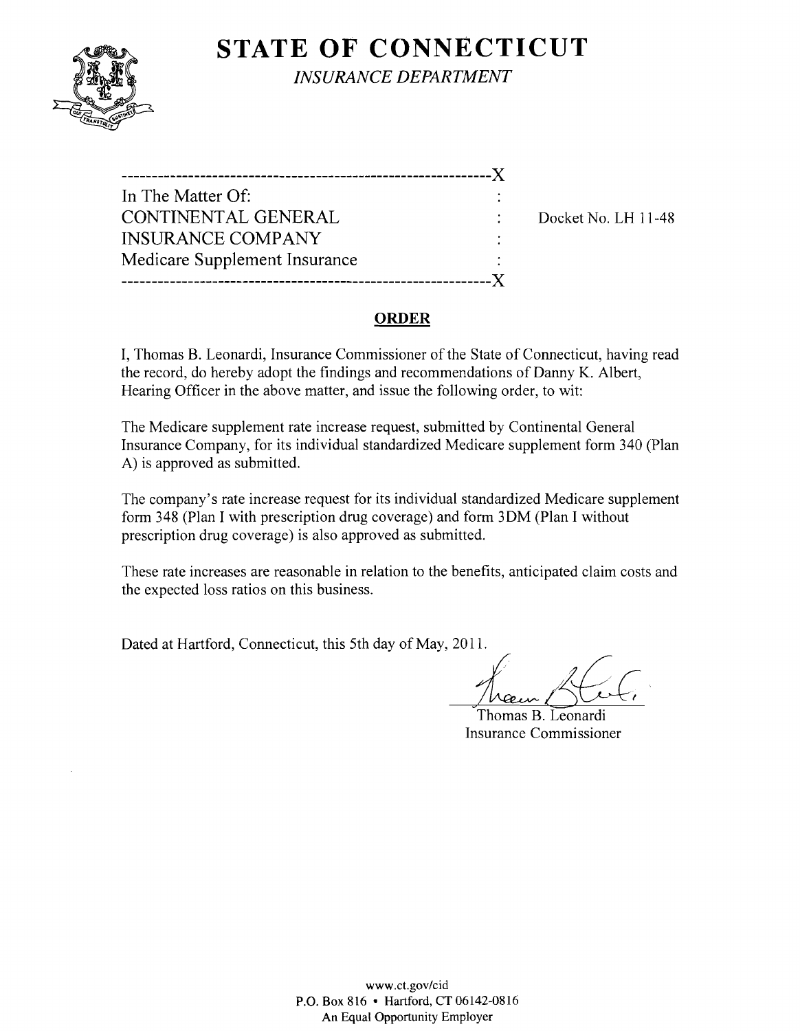# STATE OF CONNECTICUT

*INSURANCE DEPARTMENT*

---

| In The Matter Of: | : | |
|---|---|---|
| CONTINENTAL GENERAL | : | Docket No. LH 11-48 |
| INSURANCE COMPANY | : | |
| Medicare Supplement Insurance | : | |

---

## ORDER

I, Thomas B. Leonardi, Insurance Commissioner of the State of Connecticut, having read the record, do hereby adopt the findings and recommendations of Danny K. Albert, Hearing Officer in the above matter, and issue the following order, to wit:

The Medicare supplement rate increase request, submitted by Continental General Insurance Company, for its individual standardized Medicare supplement form 340 (Plan A) is approved as submitted.

The company's rate increase request for its individual standardized Medicare supplement form 348 (Plan I with prescription drug coverage) and form 3DM (Plan I without prescription drug coverage) is also approved as submitted.

These rate increases are reasonable in relation to the benefits, anticipated claim costs and the expected loss ratios on this business.

Dated at Hartford, Connecticut, this 5th day of May, 2011.

Thomas B. Leonardi
Insurance Commissioner

www.ct.gov/cid
P.O. Box 816 • Hartford, CT 06142-0816
An Equal Opportunity Employer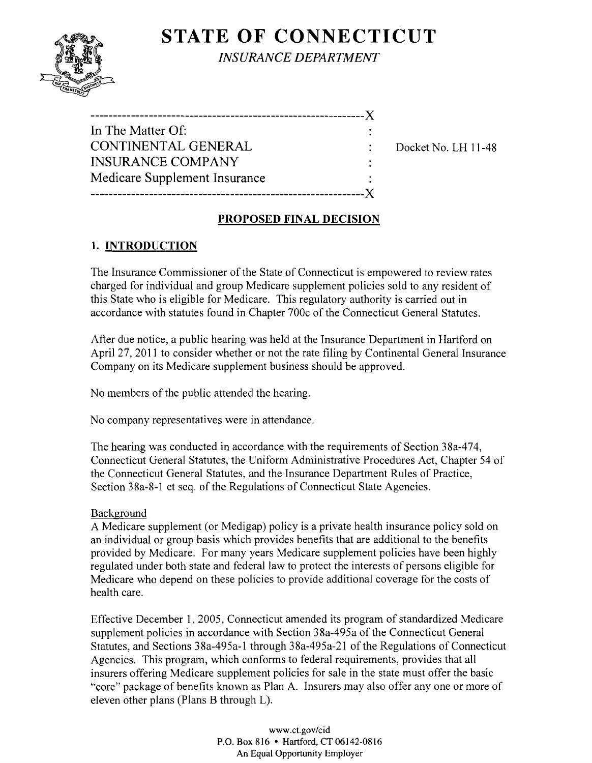# STATE OF CONNECTICUT

*INSURANCE DEPARTMENT*

```
------------------------------------------------------------X
In The Matter Of:                                           :
CONTINENTAL GENERAL                                         :     Docket No. LH 11-48
INSURANCE COMPANY                                           :
Medicare Supplement Insurance                               :
------------------------------------------------------------X
```

## PROPOSED FINAL DECISION

### 1. INTRODUCTION

The Insurance Commissioner of the State of Connecticut is empowered to review rates charged for individual and group Medicare supplement policies sold to any resident of this State who is eligible for Medicare. This regulatory authority is carried out in accordance with statutes found in Chapter 700c of the Connecticut General Statutes.

After due notice, a public hearing was held at the Insurance Department in Hartford on April 27, 2011 to consider whether or not the rate filing by Continental General Insurance Company on its Medicare supplement business should be approved.

No members of the public attended the hearing.

No company representatives were in attendance.

The hearing was conducted in accordance with the requirements of Section 38a-474, Connecticut General Statutes, the Uniform Administrative Procedures Act, Chapter 54 of the Connecticut General Statutes, and the Insurance Department Rules of Practice, Section 38a-8-1 et seq. of the Regulations of Connecticut State Agencies.

Background

A Medicare supplement (or Medigap) policy is a private health insurance policy sold on an individual or group basis which provides benefits that are additional to the benefits provided by Medicare. For many years Medicare supplement policies have been highly regulated under both state and federal law to protect the interests of persons eligible for Medicare who depend on these policies to provide additional coverage for the costs of health care.

Effective December 1, 2005, Connecticut amended its program of standardized Medicare supplement policies in accordance with Section 38a-495a of the Connecticut General Statutes, and Sections 38a-495a-1 through 38a-495a-21 of the Regulations of Connecticut Agencies. This program, which conforms to federal requirements, provides that all insurers offering Medicare supplement policies for sale in the state must offer the basic "core" package of benefits known as Plan A. Insurers may also offer any one or more of eleven other plans (Plans B through L).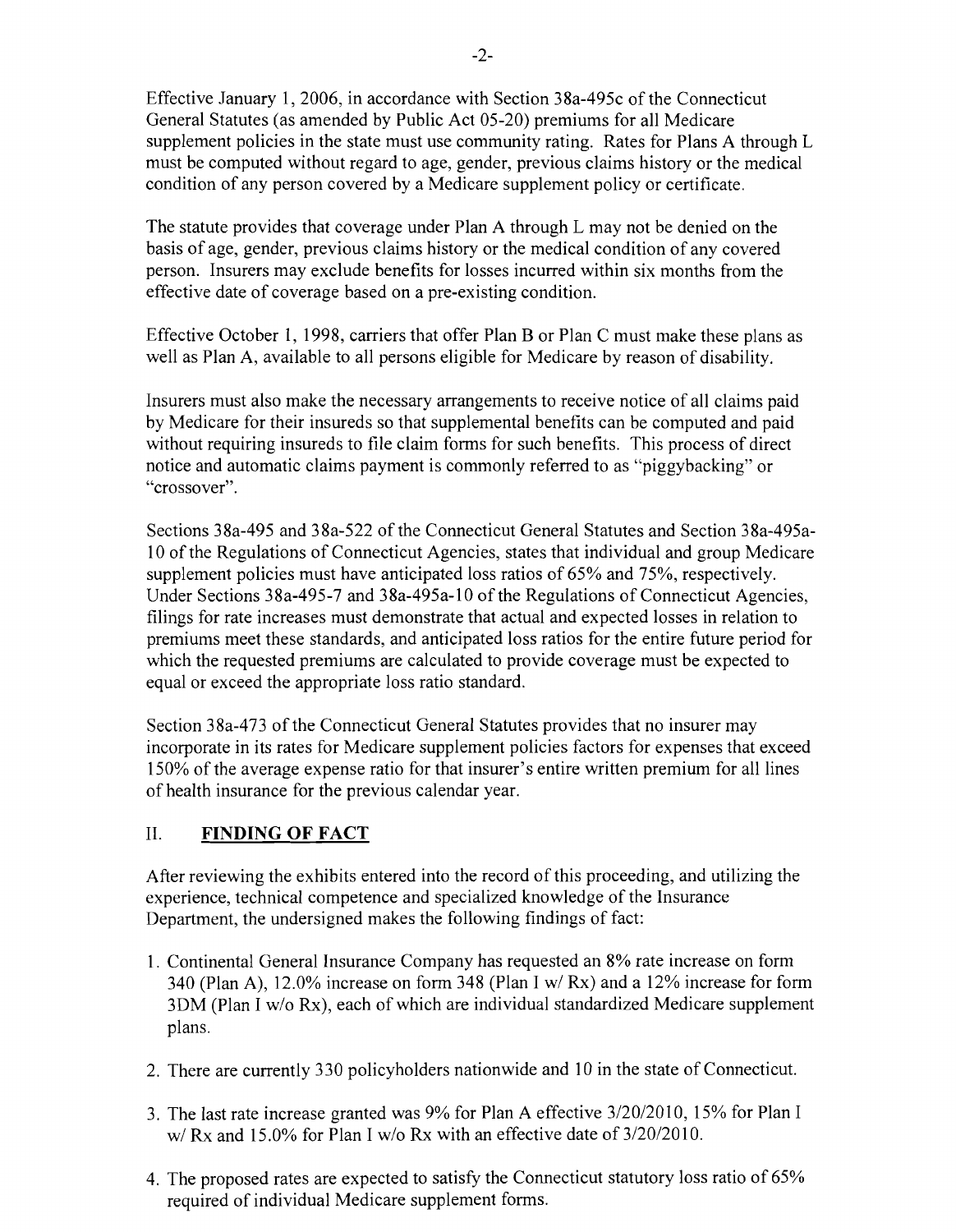Effective January 1, 2006, in accordance with Section 38a-495c of the Connecticut General Statutes (as amended by Public Act 05-20) premiums for all Medicare supplement policies in the state must use community rating. Rates for Plans A through L must be computed without regard to age, gender, previous claims history or the medical condition of any person covered by a Medicare supplement policy or certificate.

The statute provides that coverage under Plan A through L may not be denied on the basis of age, gender, previous claims history or the medical condition of any covered person. Insurers may exclude benefits for losses incurred within six months from the effective date of coverage based on a pre-existing condition.

Effective October 1, 1998, carriers that offer Plan B or Plan C must make these plans as well as Plan A, available to all persons eligible for Medicare by reason of disability.

Insurers must also make the necessary arrangements to receive notice of all claims paid by Medicare for their insureds so that supplemental benefits can be computed and paid without requiring insureds to file claim forms for such benefits. This process of direct notice and automatic claims payment is commonly referred to as "piggybacking" or "crossover".

Sections 38a-495 and 38a-522 of the Connecticut General Statutes and Section 38a-495a-10 of the Regulations of Connecticut Agencies, states that individual and group Medicare supplement policies must have anticipated loss ratios of 65% and 75%, respectively. Under Sections 38a-495-7 and 38a-495a-10 of the Regulations of Connecticut Agencies, filings for rate increases must demonstrate that actual and expected losses in relation to premiums meet these standards, and anticipated loss ratios for the entire future period for which the requested premiums are calculated to provide coverage must be expected to equal or exceed the appropriate loss ratio standard.

Section 38a-473 of the Connecticut General Statutes provides that no insurer may incorporate in its rates for Medicare supplement policies factors for expenses that exceed 150% of the average expense ratio for that insurer's entire written premium for all lines of health insurance for the previous calendar year.

## II. **FINDING OF FACT**

After reviewing the exhibits entered into the record of this proceeding, and utilizing the experience, technical competence and specialized knowledge of the Insurance Department, the undersigned makes the following findings of fact:

1. Continental General Insurance Company has requested an 8% rate increase on form 340 (Plan A), 12.0% increase on form 348 (Plan I w/ Rx) and a 12% increase for form 3DM (Plan I w/o Rx), each of which are individual standardized Medicare supplement plans.

2. There are currently 330 policyholders nationwide and 10 in the state of Connecticut.

3. The last rate increase granted was 9% for Plan A effective 3/20/2010, 15% for Plan I w/ Rx and 15.0% for Plan I w/o Rx with an effective date of 3/20/2010.

4. The proposed rates are expected to satisfy the Connecticut statutory loss ratio of 65% required of individual Medicare supplement forms.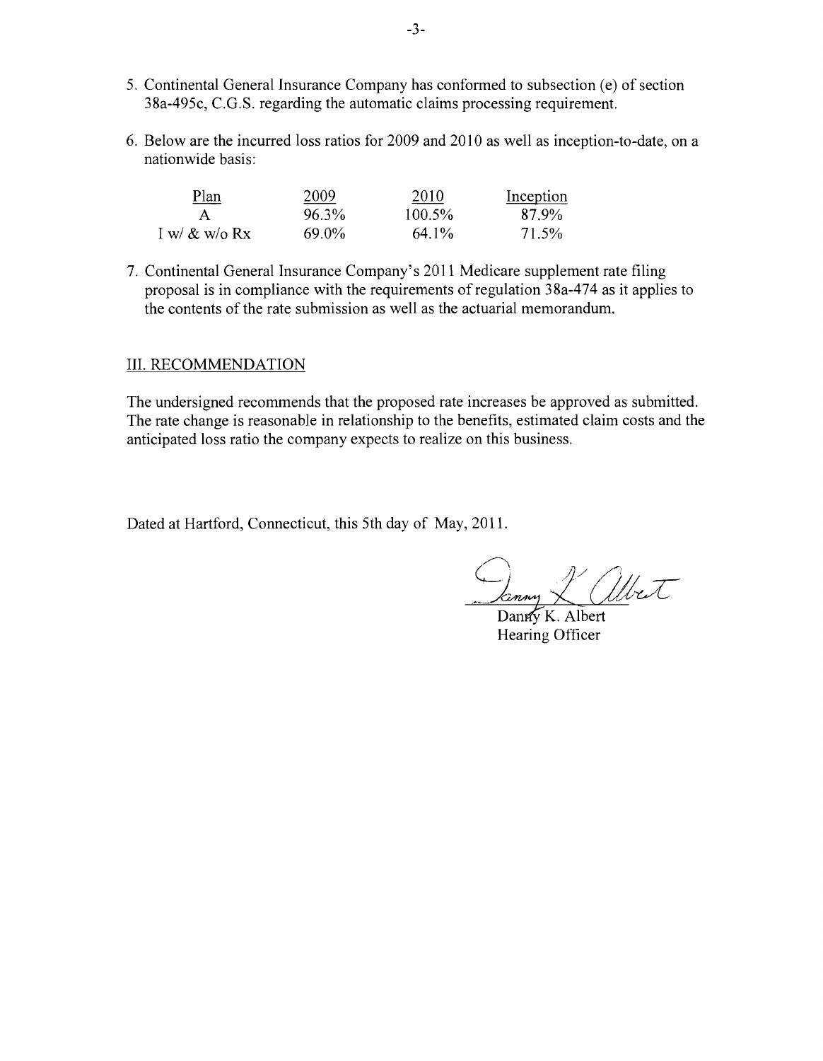5. Continental General Insurance Company has conformed to subsection (e) of section 38a-495c, C.G.S. regarding the automatic claims processing requirement.

6. Below are the incurred loss ratios for 2009 and 2010 as well as inception-to-date, on a nationwide basis:

| Plan | 2009 | 2010 | Inception |
|---|---|---|---|
| A | 96.3% | 100.5% | 87.9% |
| I w/ & w/o Rx | 69.0% | 64.1% | 71.5% |

7. Continental General Insurance Company's 2011 Medicare supplement rate filing proposal is in compliance with the requirements of regulation 38a-474 as it applies to the contents of the rate submission as well as the actuarial memorandum.

## III. RECOMMENDATION

The undersigned recommends that the proposed rate increases be approved as submitted. The rate change is reasonable in relationship to the benefits, estimated claim costs and the anticipated loss ratio the company expects to realize on this business.

Dated at Hartford, Connecticut, this 5th day of May, 2011.

Danny K. Albert
Hearing Officer